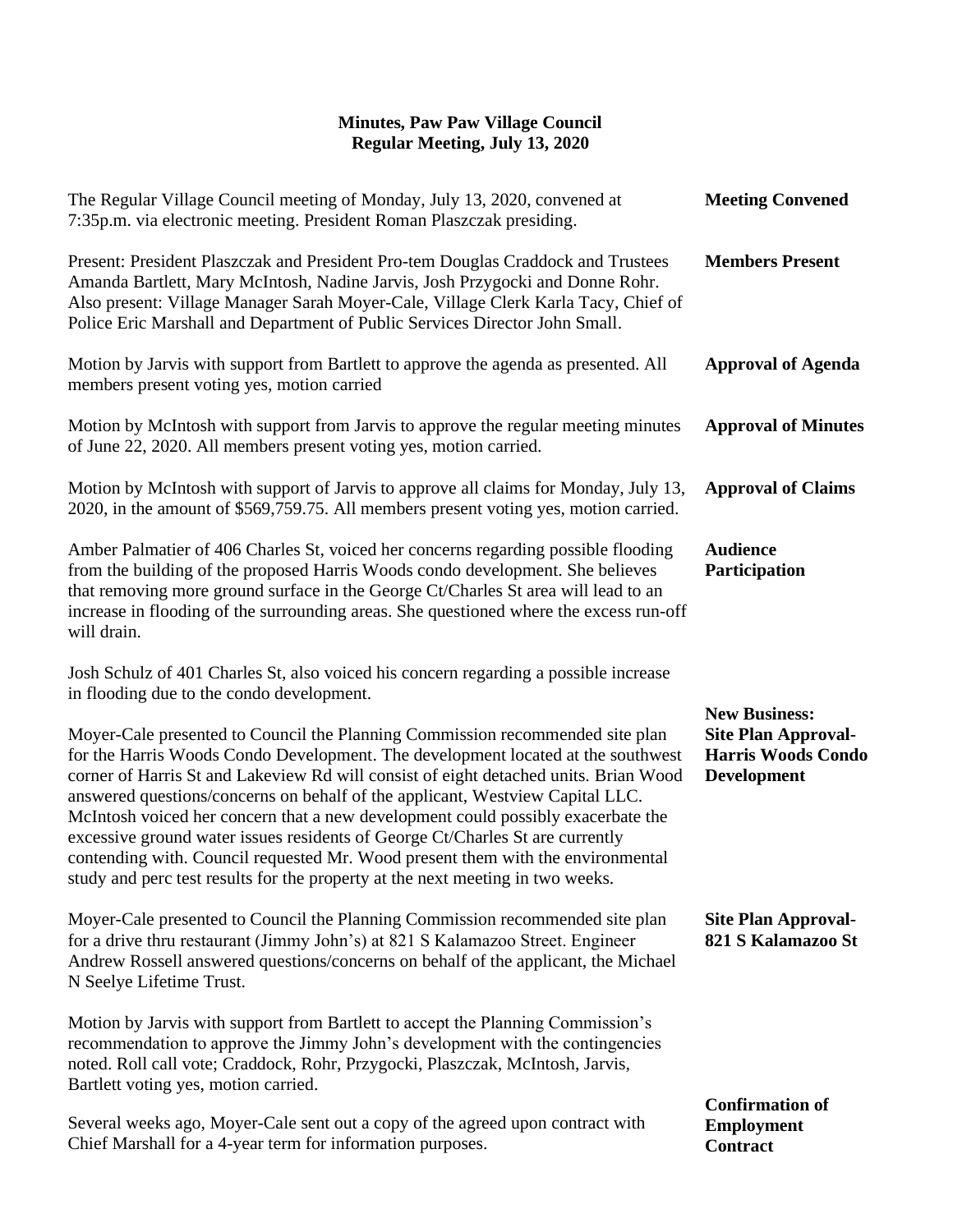# Minutes, Paw Paw Village Council
## Regular Meeting, July 13, 2020

**Meeting Convened**

The Regular Village Council meeting of Monday, July 13, 2020, convened at 7:35p.m. via electronic meeting. President Roman Plaszczak presiding.

**Members Present**

Present: President Plaszczak and President Pro-tem Douglas Craddock and Trustees Amanda Bartlett, Mary McIntosh, Nadine Jarvis, Josh Przygocki and Donne Rohr. Also present: Village Manager Sarah Moyer-Cale, Village Clerk Karla Tacy, Chief of Police Eric Marshall and Department of Public Services Director John Small.

**Approval of Agenda**

Motion by Jarvis with support from Bartlett to approve the agenda as presented. All members present voting yes, motion carried

**Approval of Minutes**

Motion by McIntosh with support from Jarvis to approve the regular meeting minutes of June 22, 2020. All members present voting yes, motion carried.

**Approval of Claims**

Motion by McIntosh with support of Jarvis to approve all claims for Monday, July 13, 2020, in the amount of $569,759.75. All members present voting yes, motion carried.

**Audience Participation**

Amber Palmatier of 406 Charles St, voiced her concerns regarding possible flooding from the building of the proposed Harris Woods condo development. She believes that removing more ground surface in the George Ct/Charles St area will lead to an increase in flooding of the surrounding areas. She questioned where the excess run-off will drain.

Josh Schulz of 401 Charles St, also voiced his concern regarding a possible increase in flooding due to the condo development.

**New Business: Site Plan Approval-Harris Woods Condo Development**

Moyer-Cale presented to Council the Planning Commission recommended site plan for the Harris Woods Condo Development. The development located at the southwest corner of Harris St and Lakeview Rd will consist of eight detached units. Brian Wood answered questions/concerns on behalf of the applicant, Westview Capital LLC. McIntosh voiced her concern that a new development could possibly exacerbate the excessive ground water issues residents of George Ct/Charles St are currently contending with. Council requested Mr. Wood present them with the environmental study and perc test results for the property at the next meeting in two weeks.

**Site Plan Approval-821 S Kalamazoo St**

Moyer-Cale presented to Council the Planning Commission recommended site plan for a drive thru restaurant (Jimmy John's) at 821 S Kalamazoo Street. Engineer Andrew Rossell answered questions/concerns on behalf of the applicant, the Michael N Seelye Lifetime Trust.

Motion by Jarvis with support from Bartlett to accept the Planning Commission's recommendation to approve the Jimmy John's development with the contingencies noted. Roll call vote; Craddock, Rohr, Przygocki, Plaszczak, McIntosh, Jarvis, Bartlett voting yes, motion carried.

**Confirmation of Employment Contract**

Several weeks ago, Moyer-Cale sent out a copy of the agreed upon contract with Chief Marshall for a 4-year term for information purposes.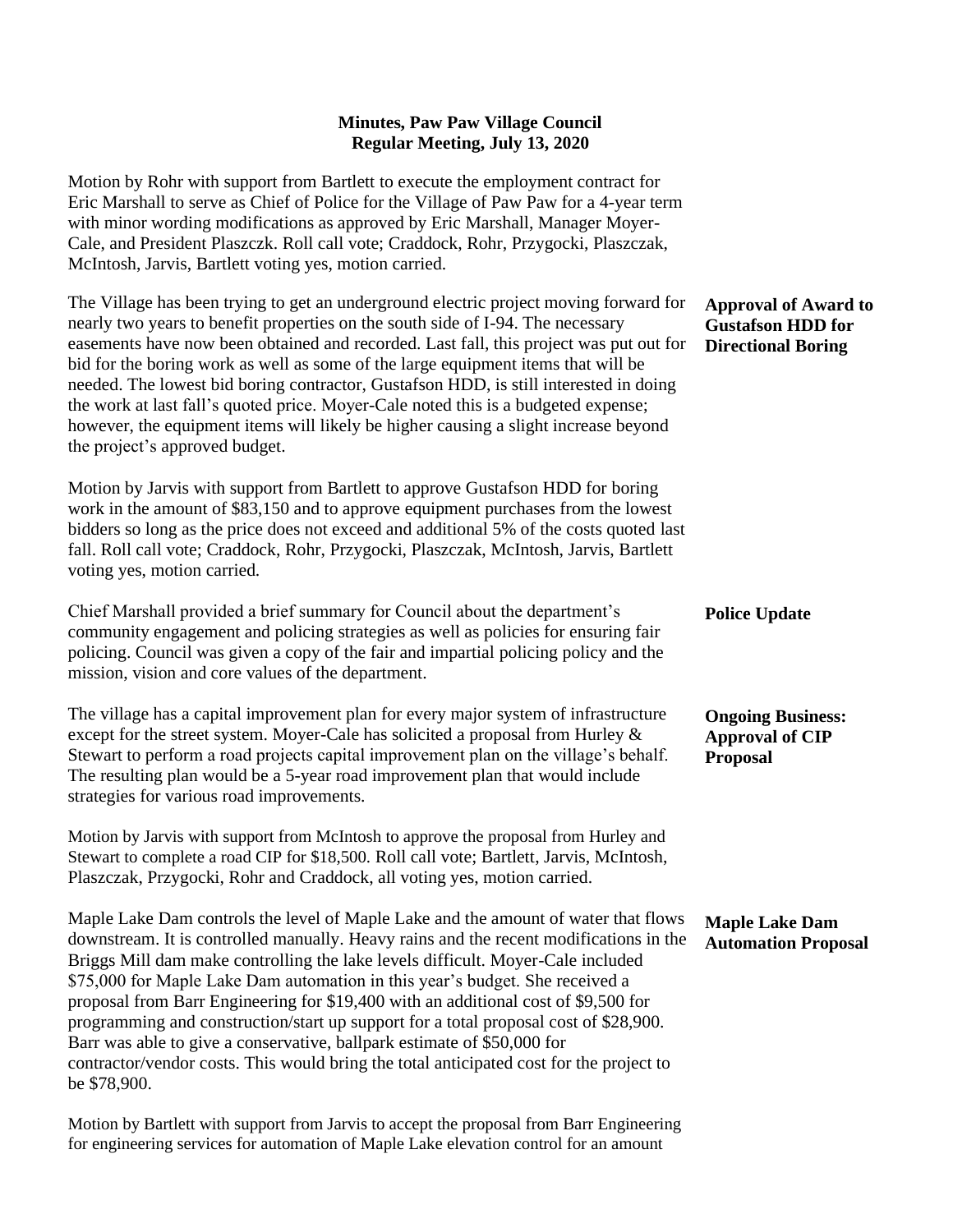## Minutes, Paw Paw Village Council
## Regular Meeting, July 13, 2020

Motion by Rohr with support from Bartlett to execute the employment contract for Eric Marshall to serve as Chief of Police for the Village of Paw Paw for a 4-year term with minor wording modifications as approved by Eric Marshall, Manager Moyer-Cale, and President Plaszczk. Roll call vote; Craddock, Rohr, Przygocki, Plaszczak, McIntosh, Jarvis, Bartlett voting yes, motion carried.

**Approval of Award to Gustafson HDD for Directional Boring**

The Village has been trying to get an underground electric project moving forward for nearly two years to benefit properties on the south side of I-94. The necessary easements have now been obtained and recorded. Last fall, this project was put out for bid for the boring work as well as some of the large equipment items that will be needed. The lowest bid boring contractor, Gustafson HDD, is still interested in doing the work at last fall's quoted price. Moyer-Cale noted this is a budgeted expense; however, the equipment items will likely be higher causing a slight increase beyond the project's approved budget.

Motion by Jarvis with support from Bartlett to approve Gustafson HDD for boring work in the amount of $83,150 and to approve equipment purchases from the lowest bidders so long as the price does not exceed and additional 5% of the costs quoted last fall. Roll call vote; Craddock, Rohr, Przygocki, Plaszczak, McIntosh, Jarvis, Bartlett voting yes, motion carried.

**Police Update**

Chief Marshall provided a brief summary for Council about the department's community engagement and policing strategies as well as policies for ensuring fair policing. Council was given a copy of the fair and impartial policing policy and the mission, vision and core values of the department.

**Ongoing Business: Approval of CIP Proposal**

The village has a capital improvement plan for every major system of infrastructure except for the street system. Moyer-Cale has solicited a proposal from Hurley & Stewart to perform a road projects capital improvement plan on the village's behalf. The resulting plan would be a 5-year road improvement plan that would include strategies for various road improvements.

Motion by Jarvis with support from McIntosh to approve the proposal from Hurley and Stewart to complete a road CIP for $18,500. Roll call vote; Bartlett, Jarvis, McIntosh, Plaszczak, Przygocki, Rohr and Craddock, all voting yes, motion carried.

**Maple Lake Dam Automation Proposal**

Maple Lake Dam controls the level of Maple Lake and the amount of water that flows downstream. It is controlled manually. Heavy rains and the recent modifications in the Briggs Mill dam make controlling the lake levels difficult. Moyer-Cale included $75,000 for Maple Lake Dam automation in this year's budget. She received a proposal from Barr Engineering for $19,400 with an additional cost of $9,500 for programming and construction/start up support for a total proposal cost of $28,900. Barr was able to give a conservative, ballpark estimate of $50,000 for contractor/vendor costs. This would bring the total anticipated cost for the project to be $78,900.

Motion by Bartlett with support from Jarvis to accept the proposal from Barr Engineering for engineering services for automation of Maple Lake elevation control for an amount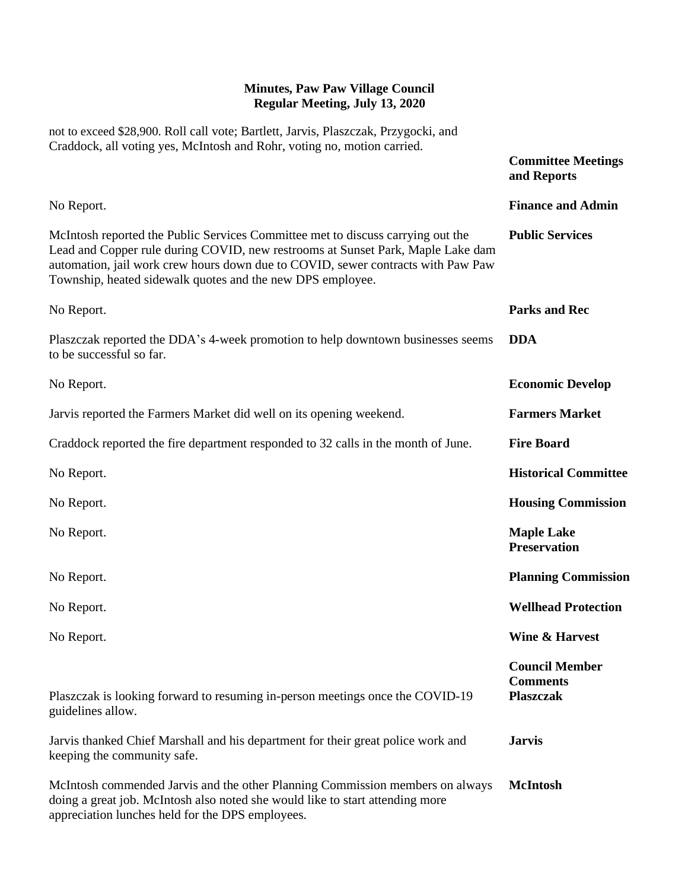**Minutes, Paw Paw Village Council**
**Regular Meeting, July 13, 2020**

not to exceed $28,900. Roll call vote; Bartlett, Jarvis, Plaszczak, Przygocki, and Craddock, all voting yes, McIntosh and Rohr, voting no, motion carried.

**Committee Meetings and Reports**

**Finance and Admin**

No Report.

**Public Services**

McIntosh reported the Public Services Committee met to discuss carrying out the Lead and Copper rule during COVID, new restrooms at Sunset Park, Maple Lake dam automation, jail work crew hours down due to COVID, sewer contracts with Paw Paw Township, heated sidewalk quotes and the new DPS employee.

**Parks and Rec**

No Report.

**DDA**

Plaszczak reported the DDA's 4-week promotion to help downtown businesses seems to be successful so far.

**Economic Develop**

No Report.

**Farmers Market**

Jarvis reported the Farmers Market did well on its opening weekend.

**Fire Board**

Craddock reported the fire department responded to 32 calls in the month of June.

**Historical Committee**

No Report.

**Housing Commission**

No Report.

**Maple Lake Preservation**

No Report.

**Planning Commission**

No Report.

**Wellhead Protection**

No Report.

**Wine & Harvest**

No Report.

**Council Member Comments**

**Plaszczak**

Plaszczak is looking forward to resuming in-person meetings once the COVID-19 guidelines allow.

**Jarvis**

Jarvis thanked Chief Marshall and his department for their great police work and keeping the community safe.

**McIntosh**

McIntosh commended Jarvis and the other Planning Commission members on always doing a great job. McIntosh also noted she would like to start attending more appreciation lunches held for the DPS employees.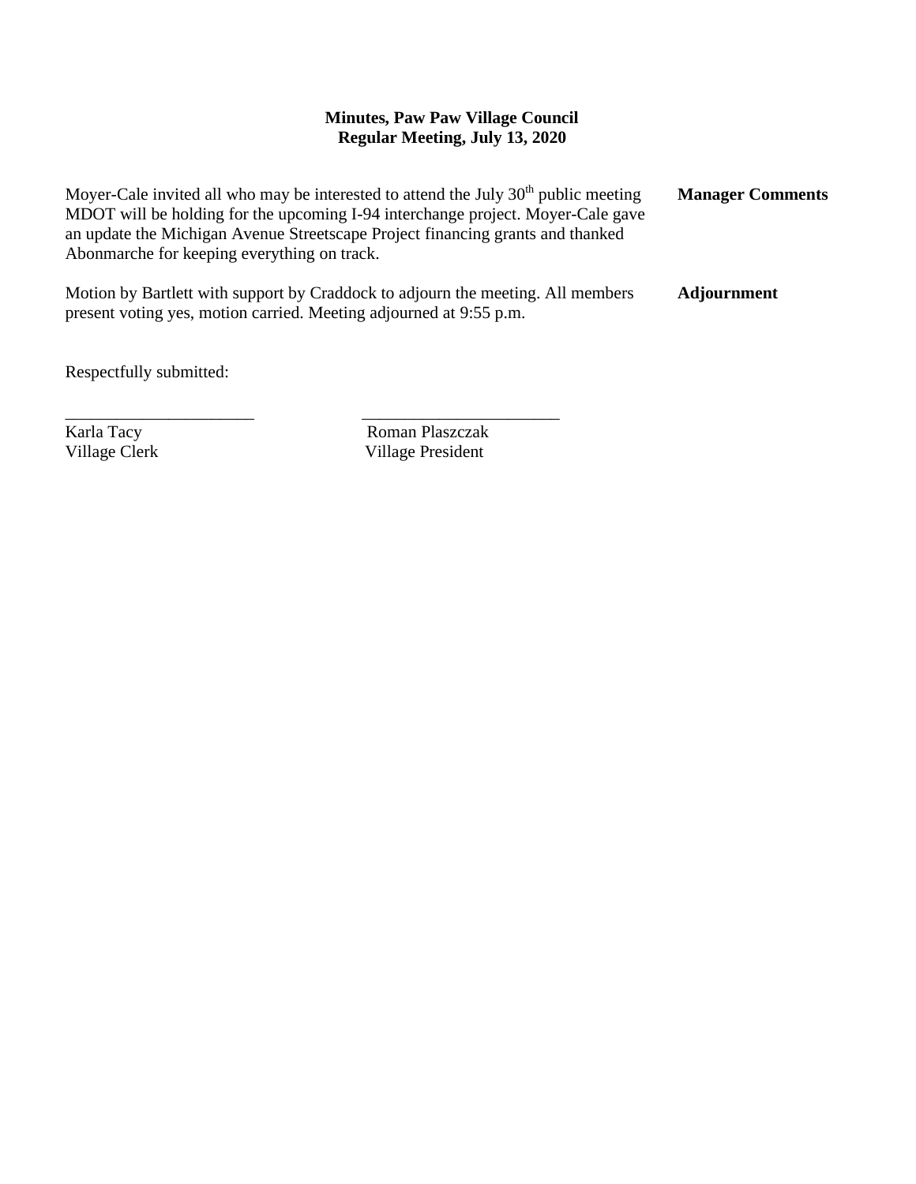**Minutes, Paw Paw Village Council**
**Regular Meeting, July 13, 2020**

**Manager Comments**

Moyer-Cale invited all who may be interested to attend the July 30th public meeting MDOT will be holding for the upcoming I-94 interchange project. Moyer-Cale gave an update the Michigan Avenue Streetscape Project financing grants and thanked Abonmarche for keeping everything on track.

**Adjournment**

Motion by Bartlett with support by Craddock to adjourn the meeting. All members present voting yes, motion carried. Meeting adjourned at 9:55 p.m.

Respectfully submitted:

| | |
|---|---|
| ______________________ | ______________________ |
| Karla Tacy | Roman Plaszczak |
| Village Clerk | Village President |